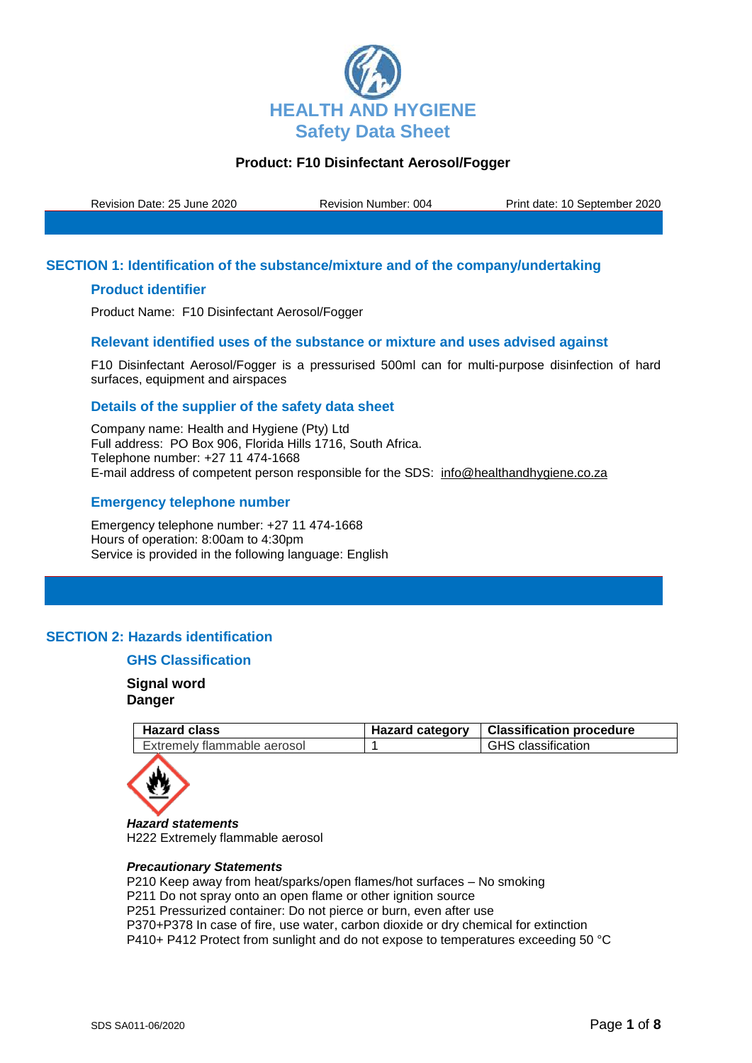# HEALTH AND HYGIENE
## Safety Data Sheet

**Product: F10 Disinfectant Aerosol/Fogger**

Revision Date: 25 June 2020    Revision Number: 004    Print date: 10 September 2020

## SECTION 1: Identification of the substance/mixture and of the company/undertaking

### Product identifier

Product Name: F10 Disinfectant Aerosol/Fogger

### Relevant identified uses of the substance or mixture and uses advised against

F10 Disinfectant Aerosol/Fogger is a pressurised 500ml can for multi-purpose disinfection of hard surfaces, equipment and airspaces

### Details of the supplier of the safety data sheet

Company name: Health and Hygiene (Pty) Ltd
Full address: PO Box 906, Florida Hills 1716, South Africa.
Telephone number: +27 11 474-1668
E-mail address of competent person responsible for the SDS: info@healthandhygiene.co.za

### Emergency telephone number

Emergency telephone number: +27 11 474-1668
Hours of operation: 8:00am to 4:30pm
Service is provided in the following language: English

## SECTION 2: Hazards identification

### GHS Classification

**Signal word**
**Danger**

| Hazard class | Hazard category | Classification procedure |
|---|---|---|
| Extremely flammable aerosol | 1 | GHS classification |

***Hazard statements***
H222 Extremely flammable aerosol

***Precautionary Statements***
P210 Keep away from heat/sparks/open flames/hot surfaces – No smoking
P211 Do not spray onto an open flame or other ignition source
P251 Pressurized container: Do not pierce or burn, even after use
P370+P378 In case of fire, use water, carbon dioxide or dry chemical for extinction
P410+ P412 Protect from sunlight and do not expose to temperatures exceeding 50 °C

SDS SA011-06/2020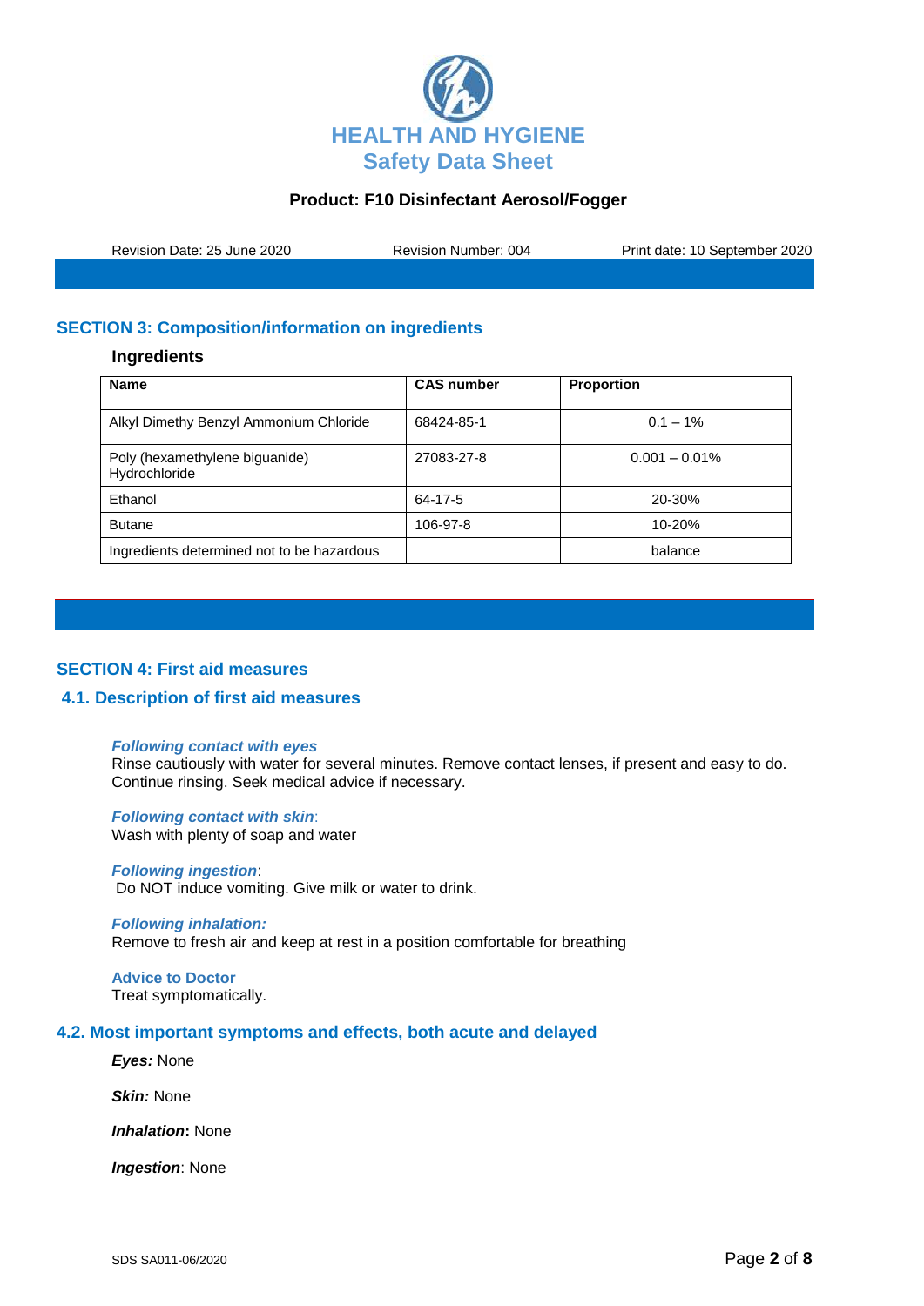## SECTION 3: Composition/information on ingredients

### Ingredients

| Name | CAS number | Proportion |
|---|---|---|
| Alkyl Dimethy Benzyl Ammonium Chloride | 68424-85-1 | 0.1 – 1% |
| Poly (hexamethylene biguanide) Hydrochloride | 27083-27-8 | 0.001 – 0.01% |
| Ethanol | 64-17-5 | 20-30% |
| Butane | 106-97-8 | 10-20% |
| Ingredients determined not to be hazardous | | balance |

## SECTION 4: First aid measures

### 4.1. Description of first aid measures

***Following contact with eyes***
Rinse cautiously with water for several minutes. Remove contact lenses, if present and easy to do. Continue rinsing. Seek medical advice if necessary.

***Following contact with skin***:
Wash with plenty of soap and water

***Following ingestion***:
Do NOT induce vomiting. Give milk or water to drink.

***Following inhalation:***
Remove to fresh air and keep at rest in a position comfortable for breathing

**Advice to Doctor**
Treat symptomatically.

### 4.2. Most important symptoms and effects, both acute and delayed

***Eyes:*** None

***Skin:*** None

***Inhalation*:** None

***Ingestion***: None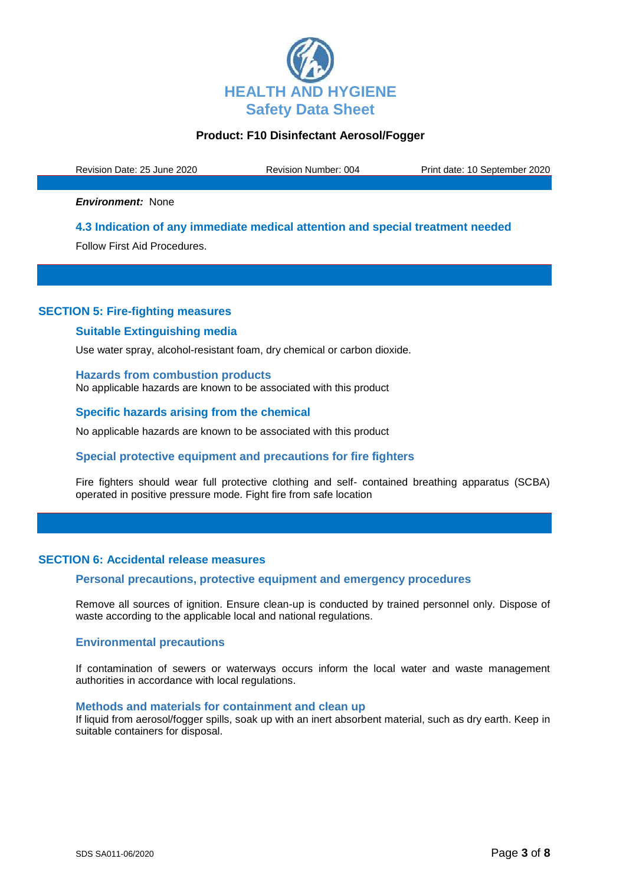***Environment:*** None

### 4.3 Indication of any immediate medical attention and special treatment needed

Follow First Aid Procedures.

## SECTION 5: Fire-fighting measures

### Suitable Extinguishing media

Use water spray, alcohol-resistant foam, dry chemical or carbon dioxide.

### Hazards from combustion products

No applicable hazards are known to be associated with this product

### Specific hazards arising from the chemical

No applicable hazards are known to be associated with this product

### Special protective equipment and precautions for fire fighters

Fire fighters should wear full protective clothing and self- contained breathing apparatus (SCBA) operated in positive pressure mode. Fight fire from safe location

## SECTION 6: Accidental release measures

### Personal precautions, protective equipment and emergency procedures

Remove all sources of ignition. Ensure clean-up is conducted by trained personnel only. Dispose of waste according to the applicable local and national regulations.

### Environmental precautions

If contamination of sewers or waterways occurs inform the local water and waste management authorities in accordance with local regulations.

### Methods and materials for containment and clean up

If liquid from aerosol/fogger spills, soak up with an inert absorbent material, such as dry earth. Keep in suitable containers for disposal.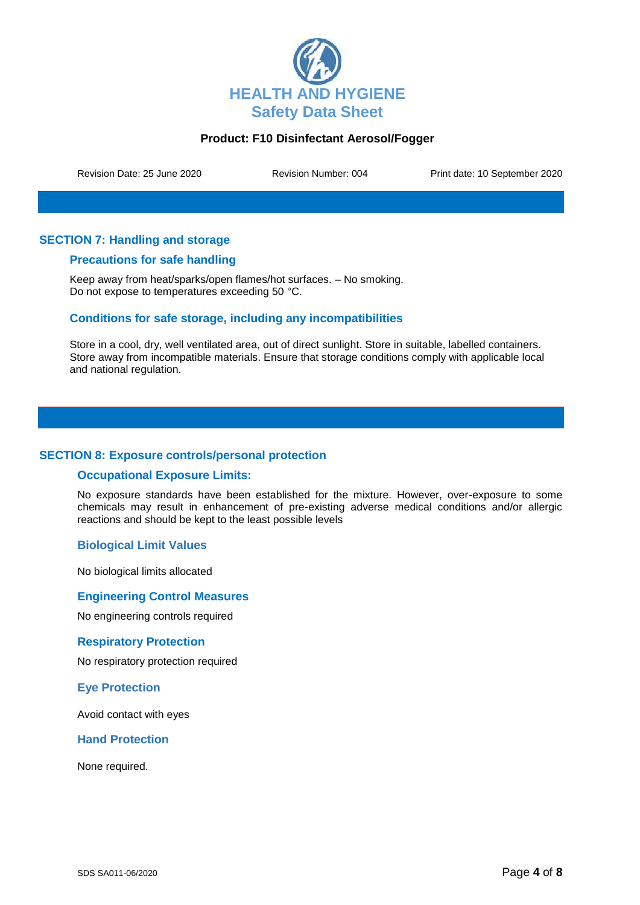## SECTION 7: Handling and storage

### Precautions for safe handling

Keep away from heat/sparks/open flames/hot surfaces. – No smoking.
Do not expose to temperatures exceeding 50 °C.

### Conditions for safe storage, including any incompatibilities

Store in a cool, dry, well ventilated area, out of direct sunlight. Store in suitable, labelled containers. Store away from incompatible materials. Ensure that storage conditions comply with applicable local and national regulation.

## SECTION 8: Exposure controls/personal protection

### Occupational Exposure Limits:

No exposure standards have been established for the mixture. However, over-exposure to some chemicals may result in enhancement of pre-existing adverse medical conditions and/or allergic reactions and should be kept to the least possible levels

### Biological Limit Values

No biological limits allocated

### Engineering Control Measures

No engineering controls required

### Respiratory Protection

No respiratory protection required

### Eye Protection

Avoid contact with eyes

### Hand Protection

None required.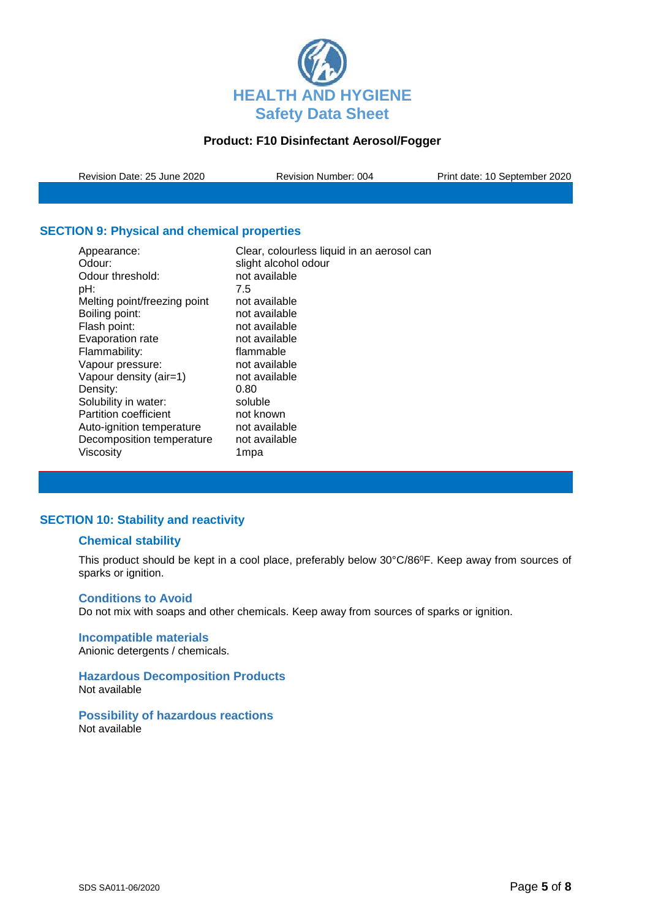## SECTION 9: Physical and chemical properties

| | |
|---|---|
| Appearance: | Clear, colourless liquid in an aerosol can |
| Odour: | slight alcohol odour |
| Odour threshold: | not available |
| pH: | 7.5 |
| Melting point/freezing point | not available |
| Boiling point: | not available |
| Flash point: | not available |
| Evaporation rate | not available |
| Flammability: | flammable |
| Vapour pressure: | not available |
| Vapour density (air=1) | not available |
| Density: | 0.80 |
| Solubility in water: | soluble |
| Partition coefficient | not known |
| Auto-ignition temperature | not available |
| Decomposition temperature | not available |
| Viscosity | 1mpa |

## SECTION 10: Stability and reactivity

### Chemical stability

This product should be kept in a cool place, preferably below 30°C/86$^{0}$F. Keep away from sources of sparks or ignition.

### Conditions to Avoid

Do not mix with soaps and other chemicals. Keep away from sources of sparks or ignition.

### Incompatible materials

Anionic detergents / chemicals.

### Hazardous Decomposition Products

Not available

### Possibility of hazardous reactions

Not available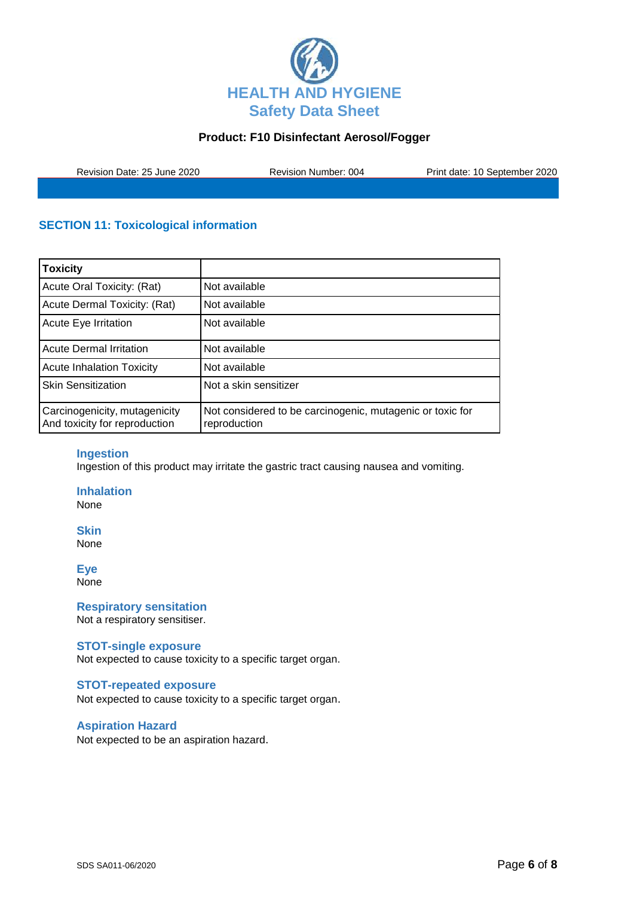## SECTION 11: Toxicological information

| Toxicity | |
|---|---|
| Acute Oral Toxicity: (Rat) | Not available |
| Acute Dermal Toxicity: (Rat) | Not available |
| Acute Eye Irritation | Not available |
| Acute Dermal Irritation | Not available |
| Acute Inhalation Toxicity | Not available |
| Skin Sensitization | Not a skin sensitizer |
| Carcinogenicity, mutagenicity And toxicity for reproduction | Not considered to be carcinogenic, mutagenic or toxic for reproduction |

### Ingestion
Ingestion of this product may irritate the gastric tract causing nausea and vomiting.

### Inhalation
None

### Skin
None

### Eye
None

### Respiratory sensitation
Not a respiratory sensitiser.

### STOT-single exposure
Not expected to cause toxicity to a specific target organ.

### STOT-repeated exposure
Not expected to cause toxicity to a specific target organ.

### Aspiration Hazard
Not expected to be an aspiration hazard.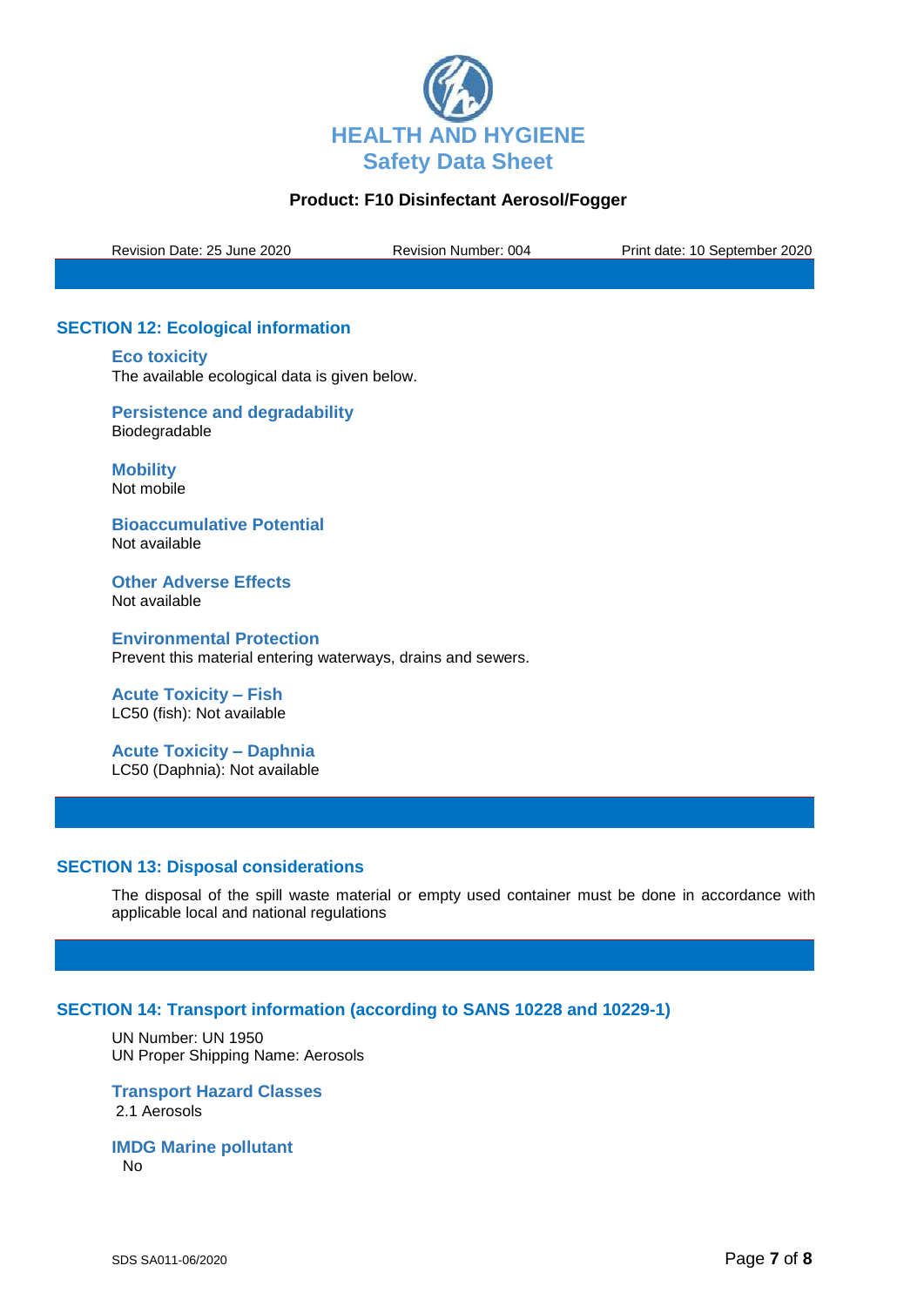## SECTION 12: Ecological information

### Eco toxicity

The available ecological data is given below.

### Persistence and degradability

Biodegradable

### Mobility

Not mobile

### Bioaccumulative Potential

Not available

### Other Adverse Effects

Not available

### Environmental Protection

Prevent this material entering waterways, drains and sewers.

### Acute Toxicity – Fish

LC50 (fish): Not available

### Acute Toxicity – Daphnia

LC50 (Daphnia): Not available

## SECTION 13: Disposal considerations

The disposal of the spill waste material or empty used container must be done in accordance with applicable local and national regulations

## SECTION 14: Transport information (according to SANS 10228 and 10229-1)

UN Number: UN 1950
UN Proper Shipping Name: Aerosols

### Transport Hazard Classes

2.1 Aerosols

### IMDG Marine pollutant

No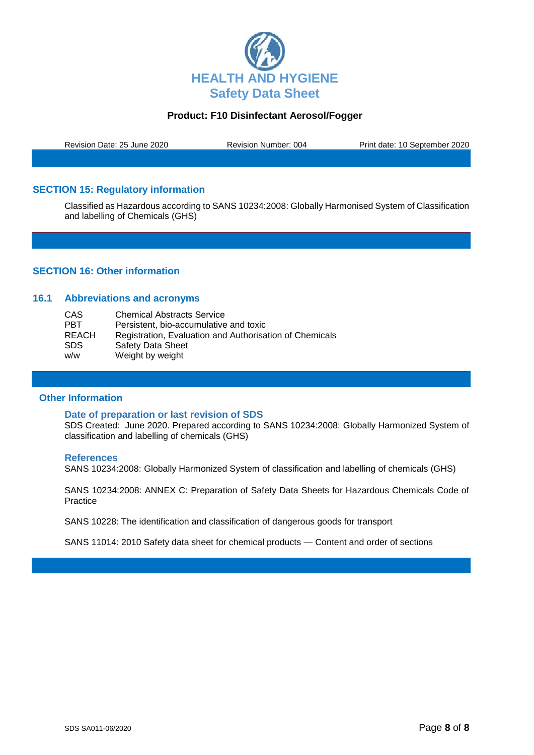## SECTION 15: Regulatory information

Classified as Hazardous according to SANS 10234:2008: Globally Harmonised System of Classification and labelling of Chemicals (GHS)

## SECTION 16: Other information

### 16.1 Abbreviations and acronyms

| | |
|---|---|
| CAS | Chemical Abstracts Service |
| PBT | Persistent, bio-accumulative and toxic |
| REACH | Registration, Evaluation and Authorisation of Chemicals |
| SDS | Safety Data Sheet |
| w/w | Weight by weight |

### Other Information

#### Date of preparation or last revision of SDS

SDS Created: June 2020. Prepared according to SANS 10234:2008: Globally Harmonized System of classification and labelling of chemicals (GHS)

#### References

SANS 10234:2008: Globally Harmonized System of classification and labelling of chemicals (GHS)

SANS 10234:2008: ANNEX C: Preparation of Safety Data Sheets for Hazardous Chemicals Code of Practice

SANS 10228: The identification and classification of dangerous goods for transport

SANS 11014: 2010 Safety data sheet for chemical products — Content and order of sections